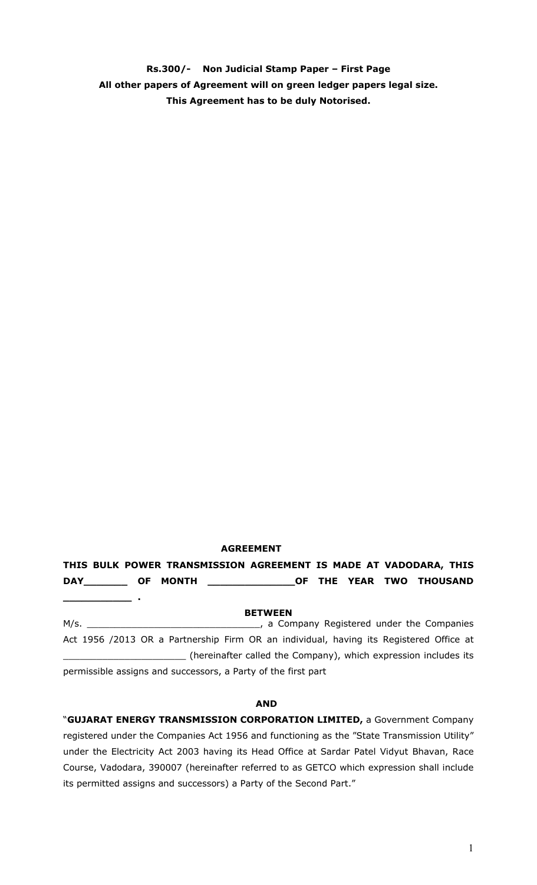**Rs.300/- Non Judicial Stamp Paper – First Page**

**All other papers of Agreement will on green ledger papers legal size.**

**This Agreement has to be duly Notorised.**

## AGREEMENT

**THIS BULK POWER TRANSMISSION AGREEMENT IS MADE AT VADODARA, THIS DAY_______ OF MONTH _____________OF THE YEAR TWO THOUSAND ___________ .**

**BETWEEN**

M/s. ______________________________, a Company Registered under the Companies Act 1956 /2013 OR a Partnership Firm OR an individual, having its Registered Office at ______________________ (hereinafter called the Company), which expression includes its permissible assigns and successors, a Party of the first part

**AND**

"**GUJARAT ENERGY TRANSMISSION CORPORATION LIMITED,** a Government Company registered under the Companies Act 1956 and functioning as the "State Transmission Utility" under the Electricity Act 2003 having its Head Office at Sardar Patel Vidyut Bhavan, Race Course, Vadodara, 390007 (hereinafter referred to as GETCO which expression shall include its permitted assigns and successors) a Party of the Second Part."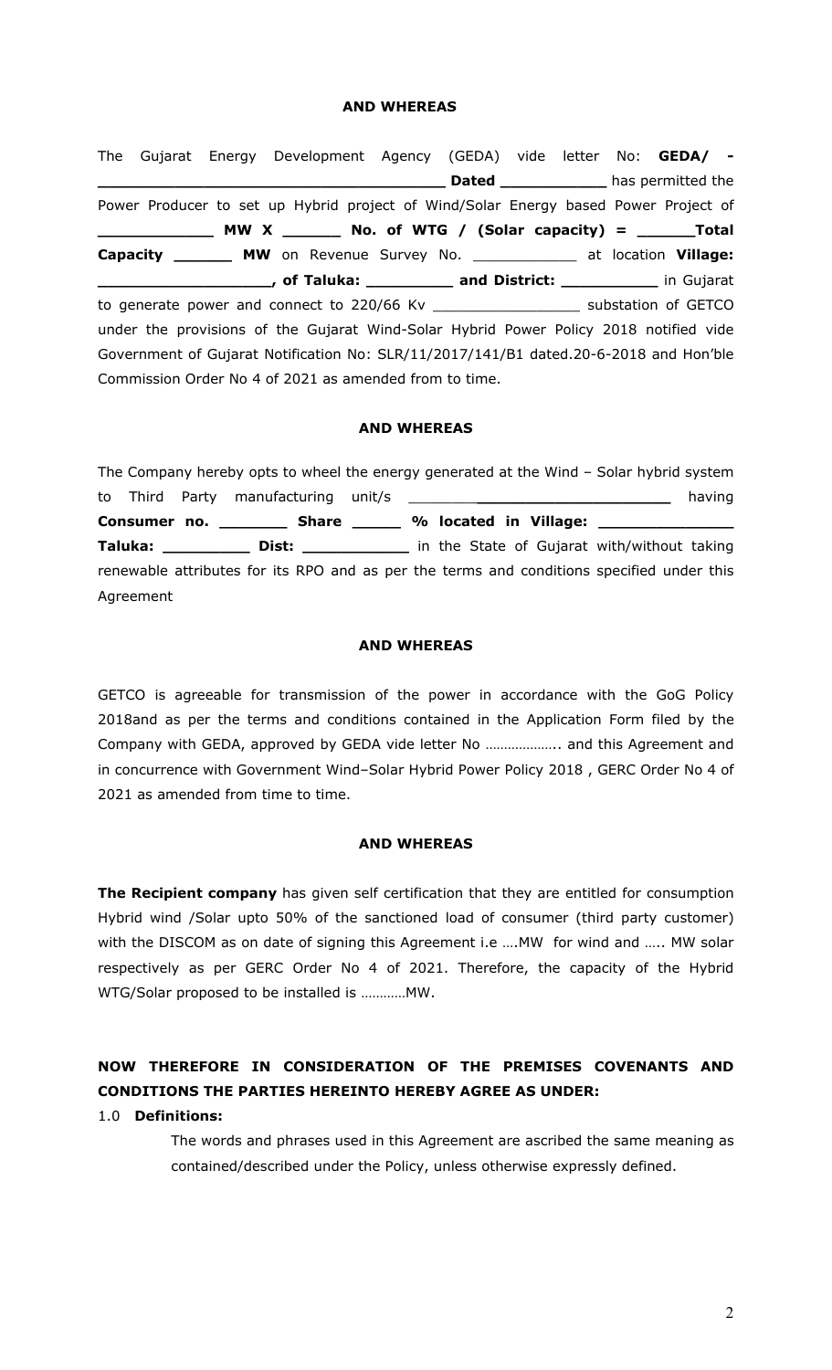**AND WHEREAS**

The Gujarat Energy Development Agency (GEDA) vide letter No: **GEDA/ - \_\_\_\_\_\_\_\_\_\_\_\_\_\_\_\_\_\_\_\_\_\_\_\_\_\_\_\_\_\_\_\_\_\_\_\_\_ Dated \_\_\_\_\_\_\_\_\_\_\_** has permitted the Power Producer to set up Hybrid project of Wind/Solar Energy based Power Project of **\_\_\_\_\_\_\_\_\_\_\_\_ MW X \_\_\_\_\_\_ No. of WTG / (Solar capacity) = \_\_\_\_\_\_Total Capacity \_\_\_\_\_\_ MW** on Revenue Survey No. \_\_\_\_\_\_\_\_\_\_\_\_ at location **Village: \_\_\_\_\_\_\_\_\_\_\_\_\_\_\_\_\_\_, of Taluka: \_\_\_\_\_\_\_\_\_ and District: \_\_\_\_\_\_\_\_\_\_** in Gujarat to generate power and connect to 220/66 Kv \_\_\_\_\_\_\_\_\_\_\_\_\_\_\_\_ substation of GETCO under the provisions of the Gujarat Wind-Solar Hybrid Power Policy 2018 notified vide Government of Gujarat Notification No: SLR/11/2017/141/B1 dated.20-6-2018 and Hon'ble Commission Order No 4 of 2021 as amended from time to time.

**AND WHEREAS**

The Company hereby opts to wheel the energy generated at the Wind – Solar hybrid system to Third Party manufacturing unit/s \_\_\_\_\_\_\_\_\_\_\_\_\_\_\_\_\_\_\_\_\_\_\_\_\_\_\_\_ having **Consumer no. \_\_\_\_\_\_\_ Share \_\_\_\_\_ % located in Village: \_\_\_\_\_\_\_\_\_\_\_\_\_\_ Taluka: \_\_\_\_\_\_\_\_\_ Dist: \_\_\_\_\_\_\_\_\_\_\_** in the State of Gujarat with/without taking renewable attributes for its RPO and as per the terms and conditions specified under this Agreement

**AND WHEREAS**

GETCO is agreeable for transmission of the power in accordance with the GoG Policy 2018and as per the terms and conditions contained in the Application Form filed by the Company with GEDA, approved by GEDA vide letter No ……………….. and this Agreement and in concurrence with Government Wind–Solar Hybrid Power Policy 2018 , GERC Order No 4 of 2021 as amended from time to time.

**AND WHEREAS**

**The Recipient company** has given self certification that they are entitled for consumption Hybrid wind /Solar upto 50% of the sanctioned load of consumer (third party customer) with the DISCOM as on date of signing this Agreement i.e ….MW for wind and ….. MW solar respectively as per GERC Order No 4 of 2021. Therefore, the capacity of the Hybrid WTG/Solar proposed to be installed is …………MW.

**NOW THEREFORE IN CONSIDERATION OF THE PREMISES COVENANTS AND CONDITIONS THE PARTIES HEREINTO HEREBY AGREE AS UNDER:**

1.0 **Definitions:**

The words and phrases used in this Agreement are ascribed the same meaning as contained/described under the Policy, unless otherwise expressly defined.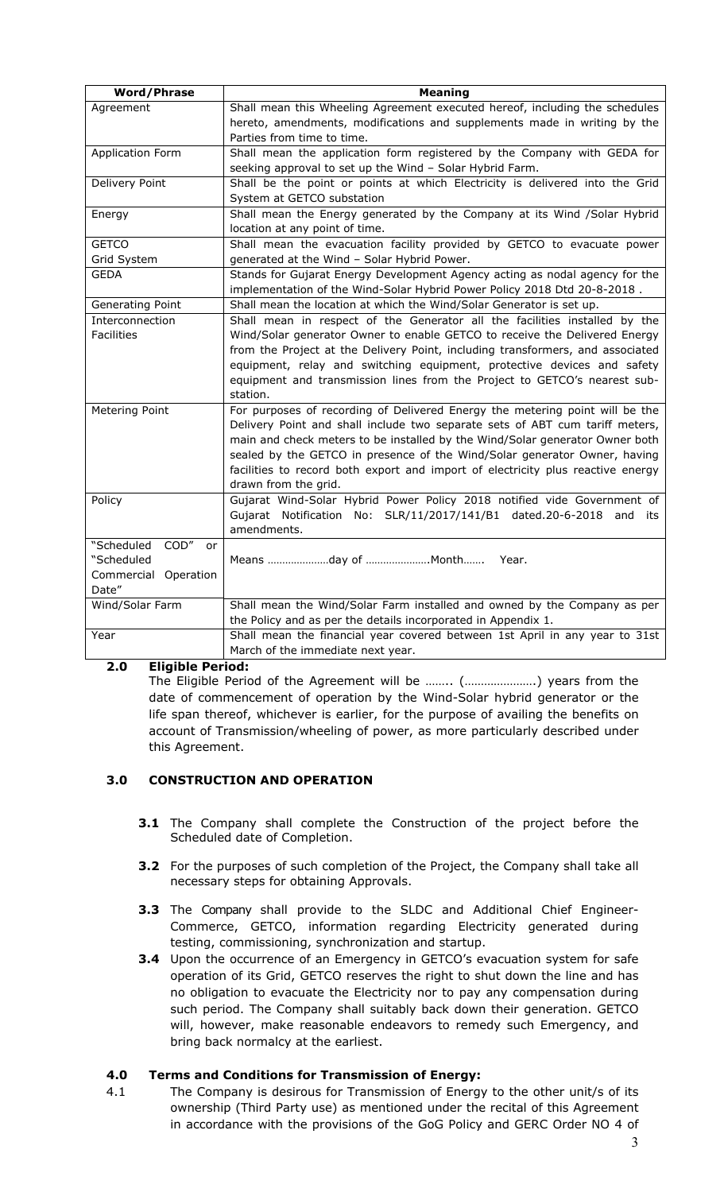| Word/Phrase | Meaning |
|---|---|
| Agreement | Shall mean this Wheeling Agreement executed hereof, including the schedules hereto, amendments, modifications and supplements made in writing by the Parties from time to time. |
| Application Form | Shall mean the application form registered by the Company with GEDA for seeking approval to set up the Wind – Solar Hybrid Farm. |
| Delivery Point | Shall be the point or points at which Electricity is delivered into the Grid System at GETCO substation |
| Energy | Shall mean the Energy generated by the Company at its Wind /Solar Hybrid location at any point of time. |
| GETCO Grid System | Shall mean the evacuation facility provided by GETCO to evacuate power generated at the Wind – Solar Hybrid Power. |
| GEDA | Stands for Gujarat Energy Development Agency acting as nodal agency for the implementation of the Wind-Solar Hybrid Power Policy 2018 Dtd 20-8-2018 . |
| Generating Point | Shall mean the location at which the Wind/Solar Generator is set up. |
| Interconnection Facilities | Shall mean in respect of the Generator all the facilities installed by the Wind/Solar generator Owner to enable GETCO to receive the Delivered Energy from the Project at the Delivery Point, including transformers, and associated equipment, relay and switching equipment, protective devices and safety equipment and transmission lines from the Project to GETCO's nearest sub-station. |
| Metering Point | For purposes of recording of Delivered Energy the metering point will be the Delivery Point and shall include two separate sets of ABT cum tariff meters, main and check meters to be installed by the Wind/Solar generator Owner both sealed by the GETCO in presence of the Wind/Solar generator Owner, having facilities to record both export and import of electricity plus reactive energy drawn from the grid. |
| Policy | Gujarat Wind-Solar Hybrid Power Policy 2018 notified vide Government of Gujarat Notification No: SLR/11/2017/141/B1 dated.20-6-2018 and its amendments. |
| "Scheduled COD" or "Scheduled Commercial Operation Date" | Means …………………day of ………………….Month……. Year. |
| Wind/Solar Farm | Shall mean the Wind/Solar Farm installed and owned by the Company as per the Policy and as per the details incorporated in Appendix 1. |
| Year | Shall mean the financial year covered between 1st April in any year to 31st March of the immediate next year. |

## 2.0 Eligible Period:

The Eligible Period of the Agreement will be …….. (………………….) years from the date of commencement of operation by the Wind-Solar hybrid generator or the life span thereof, whichever is earlier, for the purpose of availing the benefits on account of Transmission/wheeling of power, as more particularly described under this Agreement.

## 3.0 CONSTRUCTION AND OPERATION

**3.1** The Company shall complete the Construction of the project before the Scheduled date of Completion.

**3.2** For the purposes of such completion of the Project, the Company shall take all necessary steps for obtaining Approvals.

**3.3** The Company shall provide to the SLDC and Additional Chief Engineer-Commerce, GETCO, information regarding Electricity generated during testing, commissioning, synchronization and startup.

**3.4** Upon the occurrence of an Emergency in GETCO's evacuation system for safe operation of its Grid, GETCO reserves the right to shut down the line and has no obligation to evacuate the Electricity nor to pay any compensation during such period. The Company shall suitably back down their generation. GETCO will, however, make reasonable endeavors to remedy such Emergency, and bring back normalcy at the earliest.

## 4.0 Terms and Conditions for Transmission of Energy:

4.1 The Company is desirous for Transmission of Energy to the other unit/s of its ownership (Third Party use) as mentioned under the recital of this Agreement in accordance with the provisions of the GoG Policy and GERC Order NO 4 of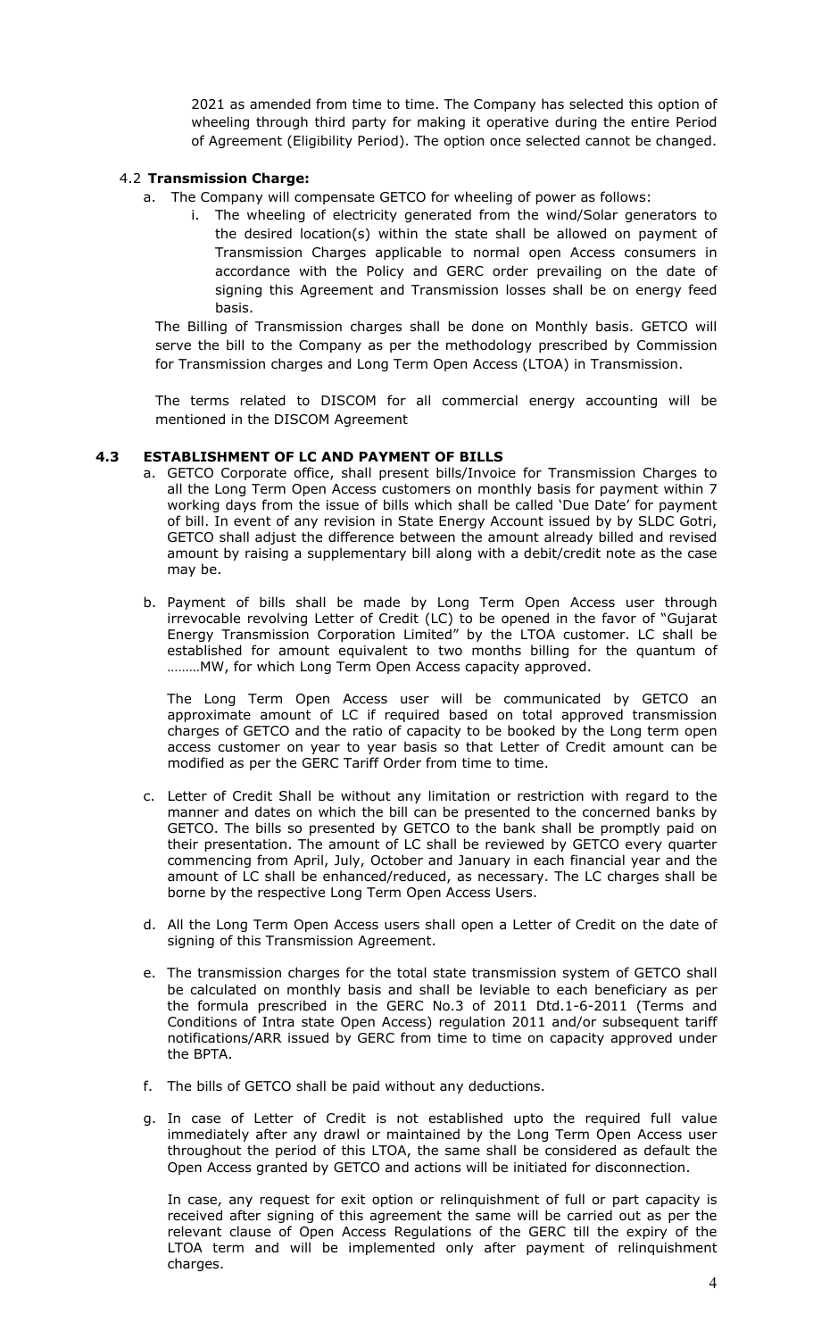2021 as amended from time to time. The Company has selected this option of wheeling through third party for making it operative during the entire Period of Agreement (Eligibility Period). The option once selected cannot be changed.

4.2 **Transmission Charge:**

a. The Company will compensate GETCO for wheeling of power as follows:

   i. The wheeling of electricity generated from the wind/Solar generators to the desired location(s) within the state shall be allowed on payment of Transmission Charges applicable to normal open Access consumers in accordance with the Policy and GERC order prevailing on the date of signing this Agreement and Transmission losses shall be on energy feed basis.

The Billing of Transmission charges shall be done on Monthly basis. GETCO will serve the bill to the Company as per the methodology prescribed by Commission for Transmission charges and Long Term Open Access (LTOA) in Transmission.

The terms related to DISCOM for all commercial energy accounting will be mentioned in the DISCOM Agreement

**4.3 ESTABLISHMENT OF LC AND PAYMENT OF BILLS**

a. GETCO Corporate office, shall present bills/Invoice for Transmission Charges to all the Long Term Open Access customers on monthly basis for payment within 7 working days from the issue of bills which shall be called 'Due Date' for payment of bill. In event of any revision in State Energy Account issued by by SLDC Gotri, GETCO shall adjust the difference between the amount already billed and revised amount by raising a supplementary bill along with a debit/credit note as the case may be.

b. Payment of bills shall be made by Long Term Open Access user through irrevocable revolving Letter of Credit (LC) to be opened in the favor of "Gujarat Energy Transmission Corporation Limited" by the LTOA customer. LC shall be established for amount equivalent to two months billing for the quantum of ………MW, for which Long Term Open Access capacity approved.

   The Long Term Open Access user will be communicated by GETCO an approximate amount of LC if required based on total approved transmission charges of GETCO and the ratio of capacity to be booked by the Long term open access customer on year to year basis so that Letter of Credit amount can be modified as per the GERC Tariff Order from time to time.

c. Letter of Credit Shall be without any limitation or restriction with regard to the manner and dates on which the bill can be presented to the concerned banks by GETCO. The bills so presented by GETCO to the bank shall be promptly paid on their presentation. The amount of LC shall be reviewed by GETCO every quarter commencing from April, July, October and January in each financial year and the amount of LC shall be enhanced/reduced, as necessary. The LC charges shall be borne by the respective Long Term Open Access Users.

d. All the Long Term Open Access users shall open a Letter of Credit on the date of signing of this Transmission Agreement.

e. The transmission charges for the total state transmission system of GETCO shall be calculated on monthly basis and shall be leviable to each beneficiary as per the formula prescribed in the GERC No.3 of 2011 Dtd.1-6-2011 (Terms and Conditions of Intra state Open Access) regulation 2011 and/or subsequent tariff notifications/ARR issued by GERC from time to time on capacity approved under the BPTA.

f. The bills of GETCO shall be paid without any deductions.

g. In case of Letter of Credit is not established upto the required full value immediately after any drawl or maintained by the Long Term Open Access user throughout the period of this LTOA, the same shall be considered as default the Open Access granted by GETCO and actions will be initiated for disconnection.

   In case, any request for exit option or relinquishment of full or part capacity is received after signing of this agreement the same will be carried out as per the relevant clause of Open Access Regulations of the GERC till the expiry of the LTOA term and will be implemented only after payment of relinquishment charges.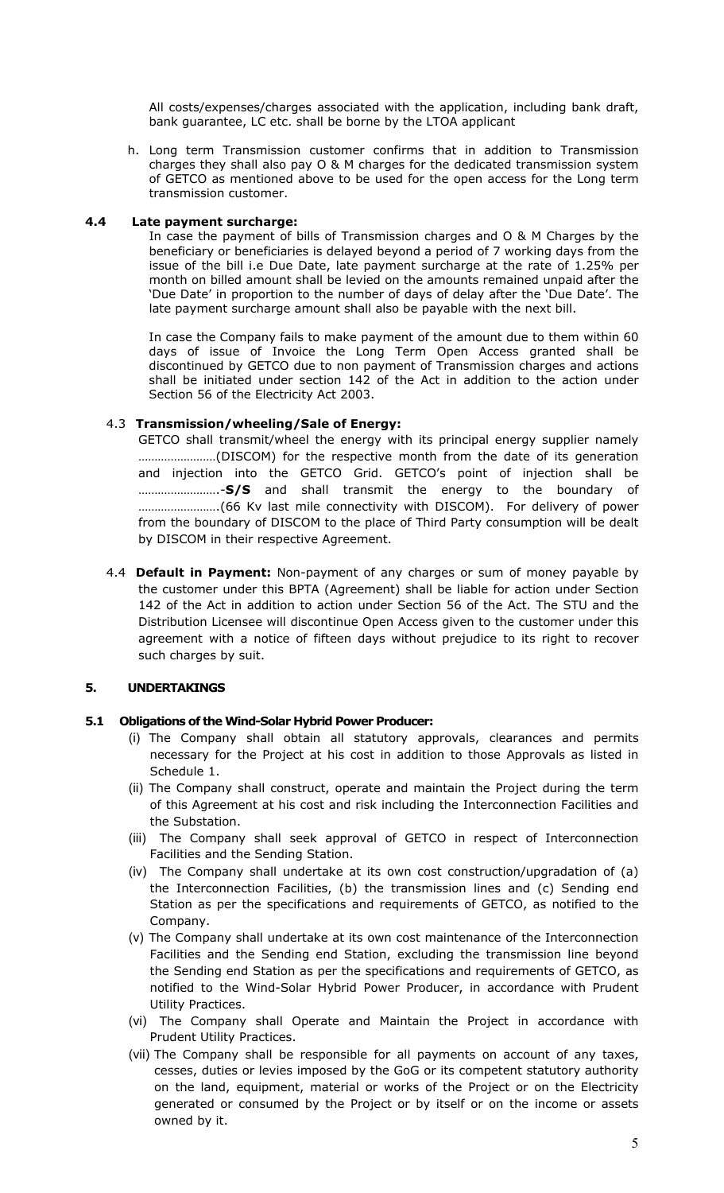All costs/expenses/charges associated with the application, including bank draft, bank guarantee, LC etc. shall be borne by the LTOA applicant

h. Long term Transmission customer confirms that in addition to Transmission charges they shall also pay O & M charges for the dedicated transmission system of GETCO as mentioned above to be used for the open access for the Long term transmission customer.

**4.4 Late payment surcharge:**

In case the payment of bills of Transmission charges and O & M Charges by the beneficiary or beneficiaries is delayed beyond a period of 7 working days from the issue of the bill i.e Due Date, late payment surcharge at the rate of 1.25% per month on billed amount shall be levied on the amounts remained unpaid after the 'Due Date' in proportion to the number of days of delay after the 'Due Date'. The late payment surcharge amount shall also be payable with the next bill.

In case the Company fails to make payment of the amount due to them within 60 days of issue of Invoice the Long Term Open Access granted shall be discontinued by GETCO due to non payment of Transmission charges and actions shall be initiated under section 142 of the Act in addition to the action under Section 56 of the Electricity Act 2003.

4.3 **Transmission/wheeling/Sale of Energy:**

GETCO shall transmit/wheel the energy with its principal energy supplier namely ……………………(DISCOM) for the respective month from the date of its generation and injection into the GETCO Grid. GETCO's point of injection shall be …………………….-**S/S** and shall transmit the energy to the boundary of …………………….(66 Kv last mile connectivity with DISCOM). For delivery of power from the boundary of DISCOM to the place of Third Party consumption will be dealt by DISCOM in their respective Agreement.

4.4 **Default in Payment:** Non-payment of any charges or sum of money payable by the customer under this BPTA (Agreement) shall be liable for action under Section 142 of the Act in addition to action under Section 56 of the Act. The STU and the Distribution Licensee will discontinue Open Access given to the customer under this agreement with a notice of fifteen days without prejudice to its right to recover such charges by suit.

**5. UNDERTAKINGS**

**5.1 Obligations of the Wind-Solar Hybrid Power Producer:**

(i) The Company shall obtain all statutory approvals, clearances and permits necessary for the Project at his cost in addition to those Approvals as listed in Schedule 1.

(ii) The Company shall construct, operate and maintain the Project during the term of this Agreement at his cost and risk including the Interconnection Facilities and the Substation.

(iii) The Company shall seek approval of GETCO in respect of Interconnection Facilities and the Sending Station.

(iv) The Company shall undertake at its own cost construction/upgradation of (a) the Interconnection Facilities, (b) the transmission lines and (c) Sending end Station as per the specifications and requirements of GETCO, as notified to the Company.

(v) The Company shall undertake at its own cost maintenance of the Interconnection Facilities and the Sending end Station, excluding the transmission line beyond the Sending end Station as per the specifications and requirements of GETCO, as notified to the Wind-Solar Hybrid Power Producer, in accordance with Prudent Utility Practices.

(vi) The Company shall Operate and Maintain the Project in accordance with Prudent Utility Practices.

(vii) The Company shall be responsible for all payments on account of any taxes, cesses, duties or levies imposed by the GoG or its competent statutory authority on the land, equipment, material or works of the Project or on the Electricity generated or consumed by the Project or by itself or on the income or assets owned by it.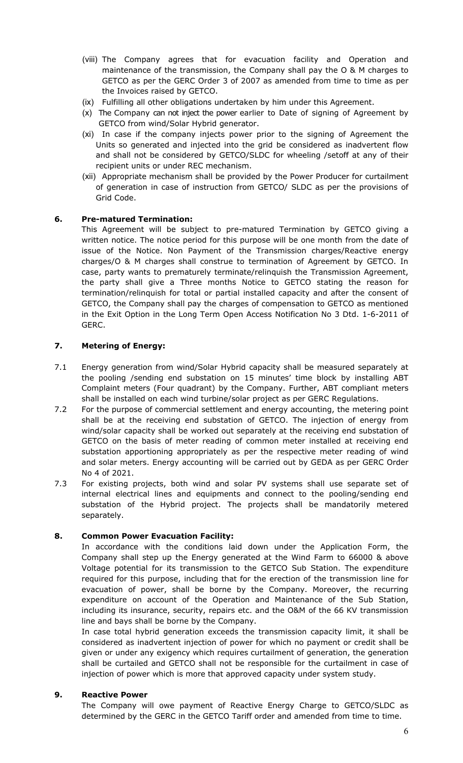(viii) The Company agrees that for evacuation facility and Operation and maintenance of the transmission, the Company shall pay the O & M charges to GETCO as per the GERC Order 3 of 2007 as amended from time to time as per the Invoices raised by GETCO.

(ix) Fulfilling all other obligations undertaken by him under this Agreement.

(x) The Company can not inject the power earlier to Date of signing of Agreement by GETCO from wind/Solar Hybrid generator.

(xi) In case if the company injects power prior to the signing of Agreement the Units so generated and injected into the grid be considered as inadvertent flow and shall not be considered by GETCO/SLDC for wheeling /setoff at any of their recipient units or under REC mechanism.

(xii) Appropriate mechanism shall be provided by the Power Producer for curtailment of generation in case of instruction from GETCO/ SLDC as per the provisions of Grid Code.

## 6. Pre-matured Termination:

This Agreement will be subject to pre-matured Termination by GETCO giving a written notice. The notice period for this purpose will be one month from the date of issue of the Notice. Non Payment of the Transmission charges/Reactive energy charges/O & M charges shall construe to termination of Agreement by GETCO. In case, party wants to prematurely terminate/relinquish the Transmission Agreement, the party shall give a Three months Notice to GETCO stating the reason for termination/relinquish for total or partial installed capacity and after the consent of GETCO, the Company shall pay the charges of compensation to GETCO as mentioned in the Exit Option in the Long Term Open Access Notification No 3 Dtd. 1-6-2011 of GERC.

## 7. Metering of Energy:

7.1 Energy generation from wind/Solar Hybrid capacity shall be measured separately at the pooling /sending end substation on 15 minutes' time block by installing ABT Complaint meters (Four quadrant) by the Company. Further, ABT compliant meters shall be installed on each wind turbine/solar project as per GERC Regulations.

7.2 For the purpose of commercial settlement and energy accounting, the metering point shall be at the receiving end substation of GETCO. The injection of energy from wind/solar capacity shall be worked out separately at the receiving end substation of GETCO on the basis of meter reading of common meter installed at receiving end substation apportioning appropriately as per the respective meter reading of wind and solar meters. Energy accounting will be carried out by GEDA as per GERC Order No 4 of 2021.

7.3 For existing projects, both wind and solar PV systems shall use separate set of internal electrical lines and equipments and connect to the pooling/sending end substation of the Hybrid project. The projects shall be mandatorily metered separately.

## 8. Common Power Evacuation Facility:

In accordance with the conditions laid down under the Application Form, the Company shall step up the Energy generated at the Wind Farm to 66000 & above Voltage potential for its transmission to the GETCO Sub Station. The expenditure required for this purpose, including that for the erection of the transmission line for evacuation of power, shall be borne by the Company. Moreover, the recurring expenditure on account of the Operation and Maintenance of the Sub Station, including its insurance, security, repairs etc. and the O&M of the 66 KV transmission line and bays shall be borne by the Company.

In case total hybrid generation exceeds the transmission capacity limit, it shall be considered as inadvertent injection of power for which no payment or credit shall be given or under any exigency which requires curtailment of generation, the generation shall be curtailed and GETCO shall not be responsible for the curtailment in case of injection of power which is more that approved capacity under system study.

## 9. Reactive Power

The Company will owe payment of Reactive Energy Charge to GETCO/SLDC as determined by the GERC in the GETCO Tariff order and amended from time to time.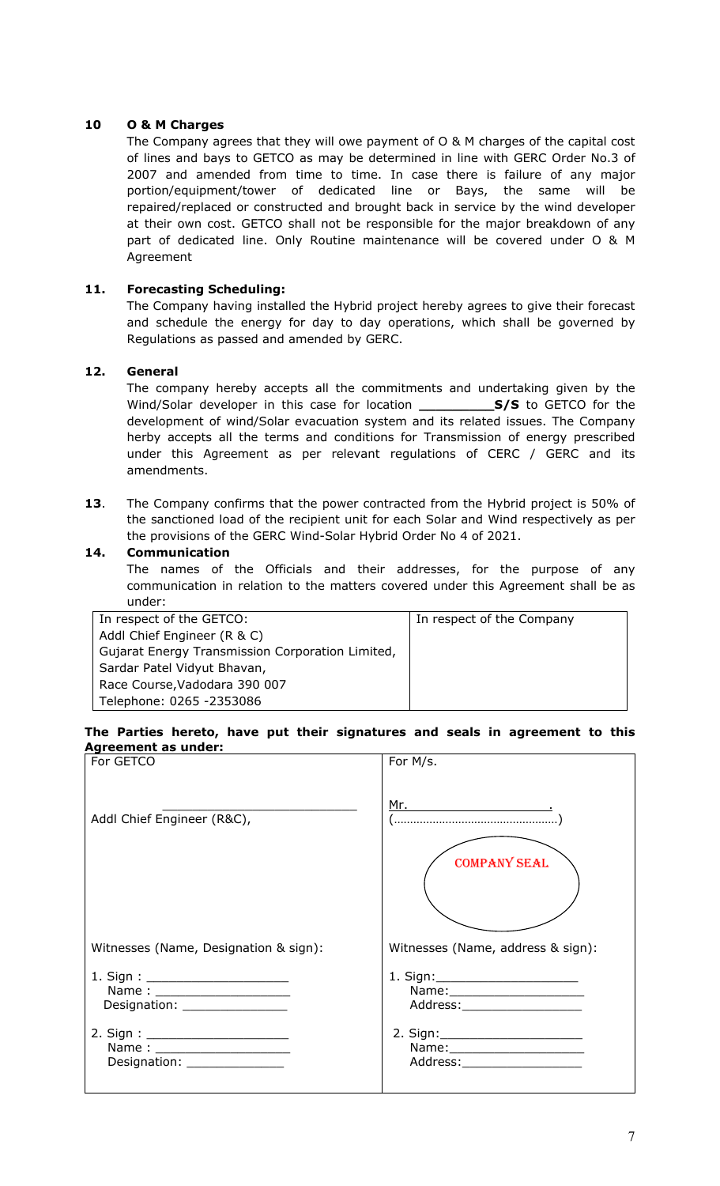**10 O & M Charges**

The Company agrees that they will owe payment of O & M charges of the capital cost of lines and bays to GETCO as may be determined in line with GERC Order No.3 of 2007 and amended from time to time. In case there is failure of any major portion/equipment/tower of dedicated line or Bays, the same will be repaired/replaced or constructed and brought back in service by the wind developer at their own cost. GETCO shall not be responsible for the major breakdown of any part of dedicated line. Only Routine maintenance will be covered under O & M Agreement

**11. Forecasting Scheduling:**

The Company having installed the Hybrid project hereby agrees to give their forecast and schedule the energy for day to day operations, which shall be governed by Regulations as passed and amended by GERC.

**12. General**

The company hereby accepts all the commitments and undertaking given by the Wind/Solar developer in this case for location __________**S/S** to GETCO for the development of wind/Solar evacuation system and its related issues. The Company herby accepts all the terms and conditions for Transmission of energy prescribed under this Agreement as per relevant regulations of CERC / GERC and its amendments.

**13**. The Company confirms that the power contracted from the Hybrid project is 50% of the sanctioned load of the recipient unit for each Solar and Wind respectively as per the provisions of the GERC Wind-Solar Hybrid Order No 4 of 2021.

**14. Communication**

The names of the Officials and their addresses, for the purpose of any communication in relation to the matters covered under this Agreement shall be as under:

| In respect of the GETCO: | In respect of the Company |
|---|---|
| Addl Chief Engineer (R & C)<br>Gujarat Energy Transmission Corporation Limited,<br>Sardar Patel Vidyut Bhavan,<br>Race Course,Vadodara 390 007<br>Telephone: 0265 -2353086 | |

**The Parties hereto, have put their signatures and seals in agreement to this Agreement as under:**

| For GETCO | For M/s. |
|---|---|
| ____________________________<br>Addl Chief Engineer (R&C), | Mr. ____________________.<br>(…………………………………………)<br><br>COMPANY SEAL |
| Witnesses (Name, Designation & sign): | Witnesses (Name, address & sign): |
| 1. Sign : ____________________<br>Name : ____________________<br>Designation: _______________ | 1. Sign:____________________<br>Name:___________________<br>Address:_________________ |
| 2. Sign : ____________________<br>Name : ____________________<br>Designation: ______________ | 2. Sign:____________________<br>Name:___________________<br>Address:_________________ |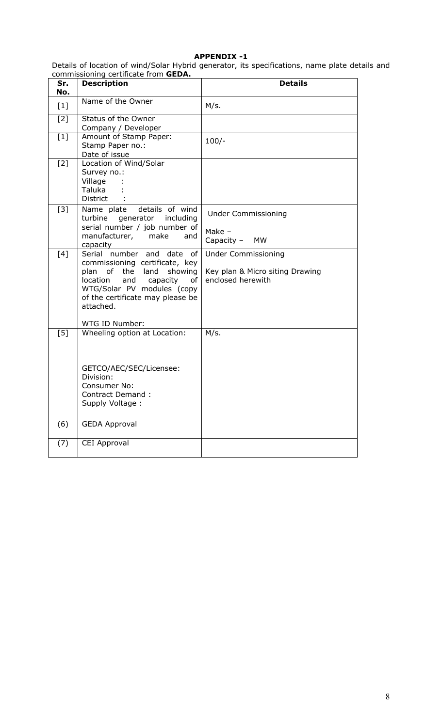# APPENDIX -1

Details of location of wind/Solar Hybrid generator, its specifications, name plate details and commissioning certificate from **GEDA.**

| Sr. No. | Description | Details |
|---|---|---|
| [1] | Name of the Owner | M/s. |
| [2] | Status of the Owner<br>Company / Developer | |
| [1] | Amount of Stamp Paper:<br>Stamp Paper no.:<br>Date of issue | 100/- |
| [2] | Location of Wind/Solar<br>Survey no.:<br>Village :<br>Taluka :<br>District : | |
| [3] | Name plate details of wind turbine generator including serial number / job number of manufacturer, make and capacity | Under Commissioning<br><br>Make –<br>Capacity – MW |
| [4] | Serial number and date of commissioning certificate, key plan of the land showing location and capacity of WTG/Solar PV modules (copy of the certificate may please be attached.<br><br>WTG ID Number: | Under Commissioning<br><br>Key plan & Micro siting Drawing enclosed herewith |
| [5] | Wheeling option at Location:<br><br><br>GETCO/AEC/SEC/Licensee:<br>Division:<br>Consumer No:<br>Contract Demand :<br>Supply Voltage : | M/s. |
| (6) | GEDA Approval | |
| (7) | CEI Approval | |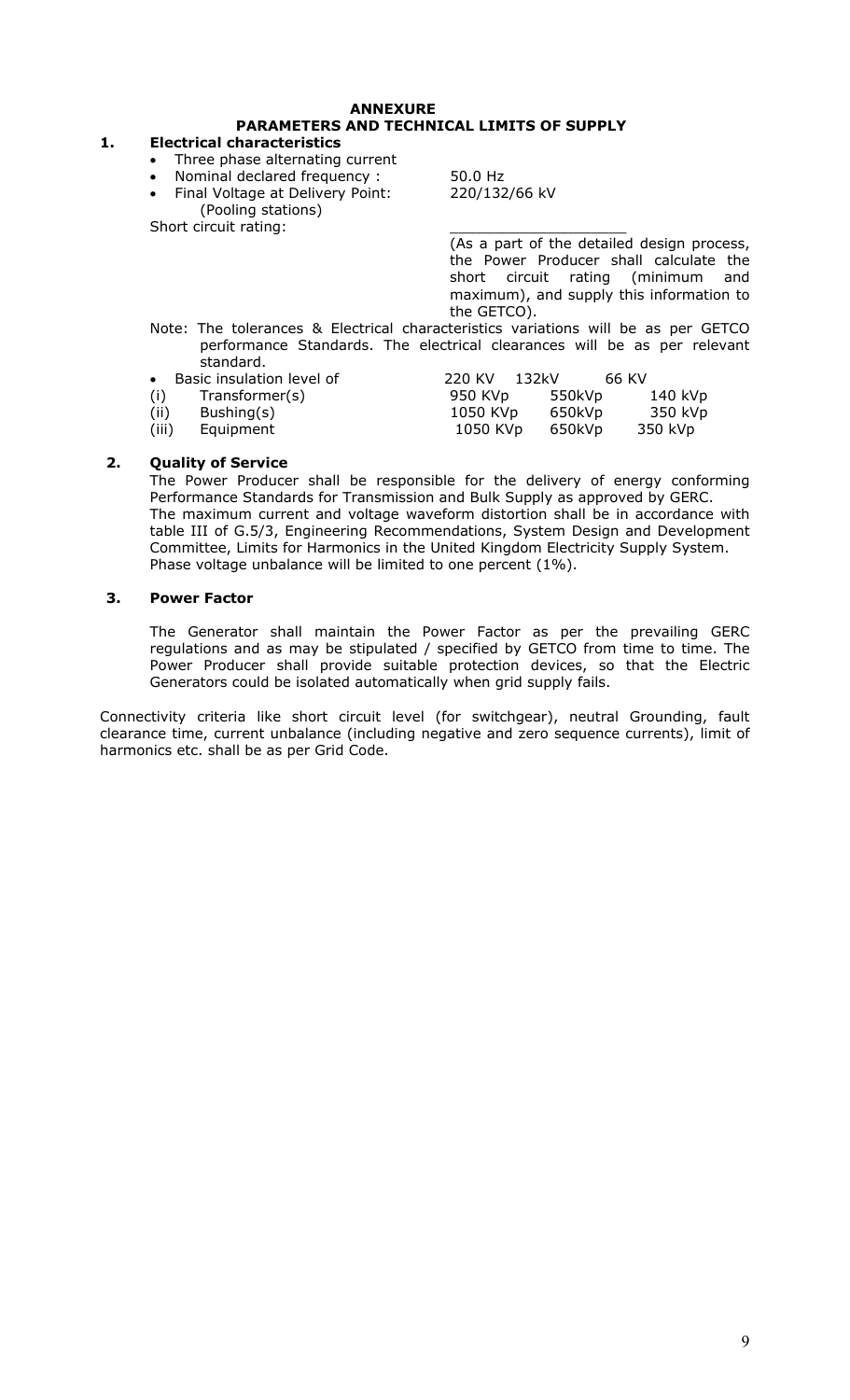# ANNEXURE

## PARAMETERS AND TECHNICAL LIMITS OF SUPPLY

**1. Electrical characteristics**

- Three phase alternating current
- Nominal declared frequency : 50.0 Hz
- Final Voltage at Delivery Point: (Pooling stations) 220/132/66 kV

Short circuit rating: ____________________

(As a part of the detailed design process, the Power Producer shall calculate the short circuit rating (minimum and maximum), and supply this information to the GETCO).

Note: The tolerances & Electrical characteristics variations will be as per GETCO performance Standards. The electrical clearances will be as per relevant standard.

| • Basic insulation level of | 220 KV | 132kV | 66 KV |
|---|---|---|---|
| (i) Transformer(s) | 950 KVp | 550kVp | 140 kVp |
| (ii) Bushing(s) | 1050 KVp | 650kVp | 350 kVp |
| (iii) Equipment | 1050 KVp | 650kVp | 350 kVp |

**2. Quality of Service**

The Power Producer shall be responsible for the delivery of energy conforming Performance Standards for Transmission and Bulk Supply as approved by GERC.

The maximum current and voltage waveform distortion shall be in accordance with table III of G.5/3, Engineering Recommendations, System Design and Development Committee, Limits for Harmonics in the United Kingdom Electricity Supply System.

Phase voltage unbalance will be limited to one percent (1%).

**3. Power Factor**

The Generator shall maintain the Power Factor as per the prevailing GERC regulations and as may be stipulated / specified by GETCO from time to time. The Power Producer shall provide suitable protection devices, so that the Electric Generators could be isolated automatically when grid supply fails.

Connectivity criteria like short circuit level (for switchgear), neutral Grounding, fault clearance time, current unbalance (including negative and zero sequence currents), limit of harmonics etc. shall be as per Grid Code.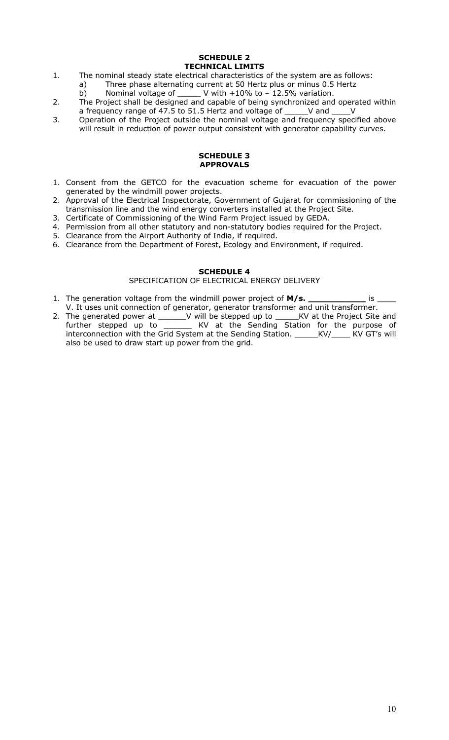## SCHEDULE 2
## TECHNICAL LIMITS

1. The nominal steady state electrical characteristics of the system are as follows:
   a) Three phase alternating current at 50 Hertz plus or minus 0.5 Hertz
   b) Nominal voltage of _____ V with +10% to – 12.5% variation.
2. The Project shall be designed and capable of being synchronized and operated within a frequency range of 47.5 to 51.5 Hertz and voltage of _____V and ____V
3. Operation of the Project outside the nominal voltage and frequency specified above will result in reduction of power output consistent with generator capability curves.

## SCHEDULE 3
## APPROVALS

1. Consent from the GETCO for the evacuation scheme for evacuation of the power generated by the windmill power projects.
2. Approval of the Electrical Inspectorate, Government of Gujarat for commissioning of the transmission line and the wind energy converters installed at the Project Site.
3. Certificate of Commissioning of the Wind Farm Project issued by GEDA.
4. Permission from all other statutory and non-statutory bodies required for the Project.
5. Clearance from the Airport Authority of India, if required.
6. Clearance from the Department of Forest, Ecology and Environment, if required.

## SCHEDULE 4
SPECIFICATION OF ELECTRICAL ENERGY DELIVERY

1. The generation voltage from the windmill power project of **M/s. ___________** is ____ V. It uses unit connection of generator, generator transformer and unit transformer.
2. The generated power at ______V will be stepped up to _____KV at the Project Site and further stepped up to ______ KV at the Sending Station for the purpose of interconnection with the Grid System at the Sending Station. _____KV/____ KV GT's will also be used to draw start up power from the grid.